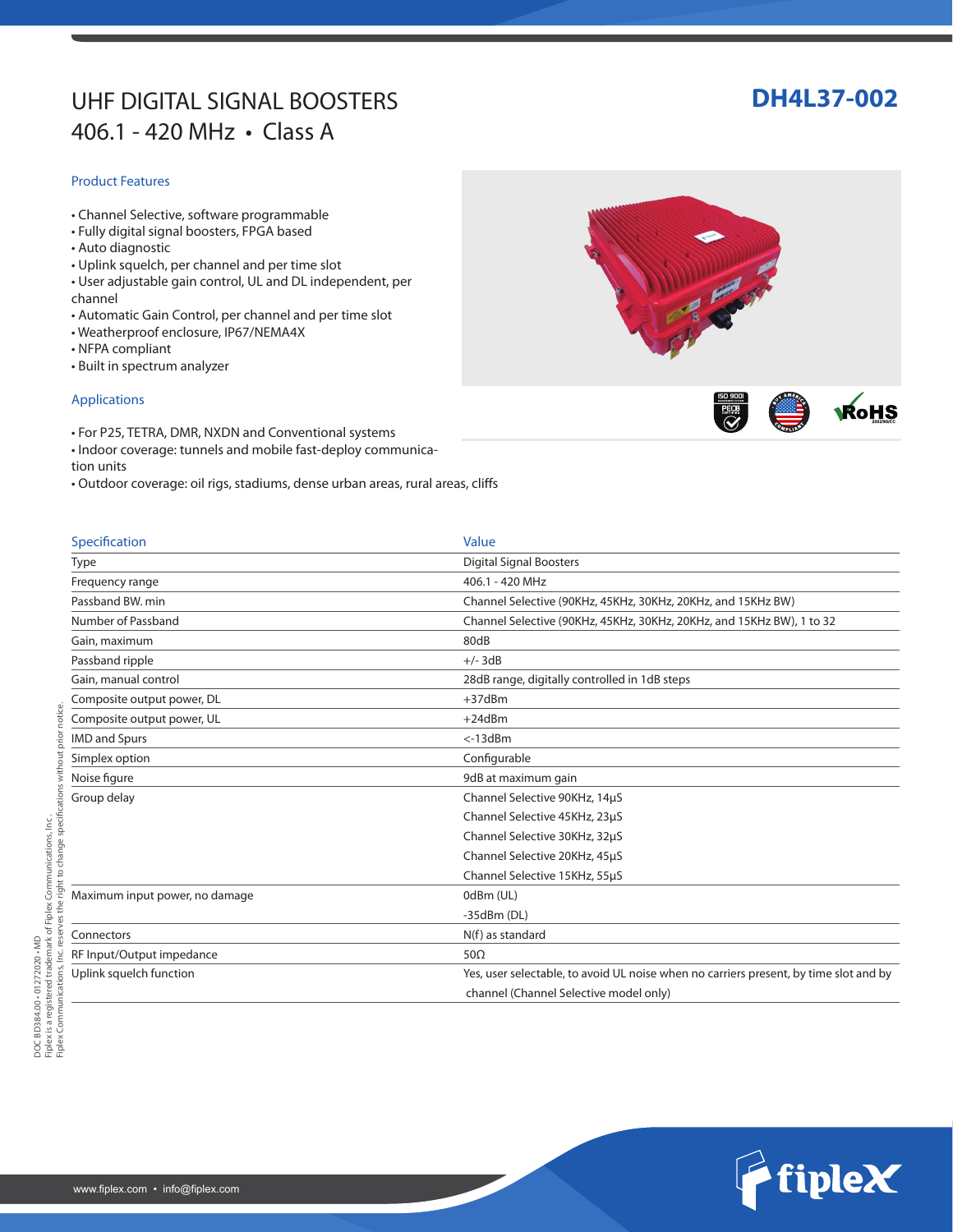# UHF DIGITAL SIGNAL BOOSTERS
## 406.1 - 420 MHz • Class A

**DH4L37-002**

### Product Features

- Channel Selective, software programmable
- Fully digital signal boosters, FPGA based
- Auto diagnostic
- Uplink squelch, per channel and per time slot
- User adjustable gain control, UL and DL independent, per channel
- Automatic Gain Control, per channel and per time slot
- Weatherproof enclosure, IP67/NEMA4X
- NFPA compliant
- Built in spectrum analyzer

### Applications

- For P25, TETRA, DMR, NXDN and Conventional systems
- Indoor coverage: tunnels and mobile fast-deploy communication units
- Outdoor coverage: oil rigs, stadiums, dense urban areas, rural areas, cliffs

| Specification | Value |
| --- | --- |
| Type | Digital Signal Boosters |
| Frequency range | 406.1 - 420 MHz |
| Passband BW. min | Channel Selective (90KHz, 45KHz, 30KHz, 20KHz, and 15KHz BW) |
| Number of Passband | Channel Selective (90KHz, 45KHz, 30KHz, 20KHz, and 15KHz BW), 1 to 32 |
| Gain, maximum | 80dB |
| Passband ripple | +/- 3dB |
| Gain, manual control | 28dB range, digitally controlled in 1dB steps |
| Composite output power, DL | +37dBm |
| Composite output power, UL | +24dBm |
| IMD and Spurs | <-13dBm |
| Simplex option | Configurable |
| Noise figure | 9dB at maximum gain |
| Group delay | Channel Selective 90KHz, 14µS<br>Channel Selective 45KHz, 23µS<br>Channel Selective 30KHz, 32µS<br>Channel Selective 20KHz, 45µS<br>Channel Selective 15KHz, 55µS |
| Maximum input power, no damage | 0dBm (UL)<br>-35dBm (DL) |
| Connectors | N(f) as standard |
| RF Input/Output impedance | 50Ω |
| Uplink squelch function | Yes, user selectable, to avoid UL noise when no carriers present, by time slot and by channel (Channel Selective model only) |

DOC BD384.00 • 01272020 • MD
Fiplex is a registered trademark of Fiplex Communications, Inc.
Fiplex Communications, Inc. reserves the right to change specifications without prior notice.

www.fiplex.com • info@fiplex.com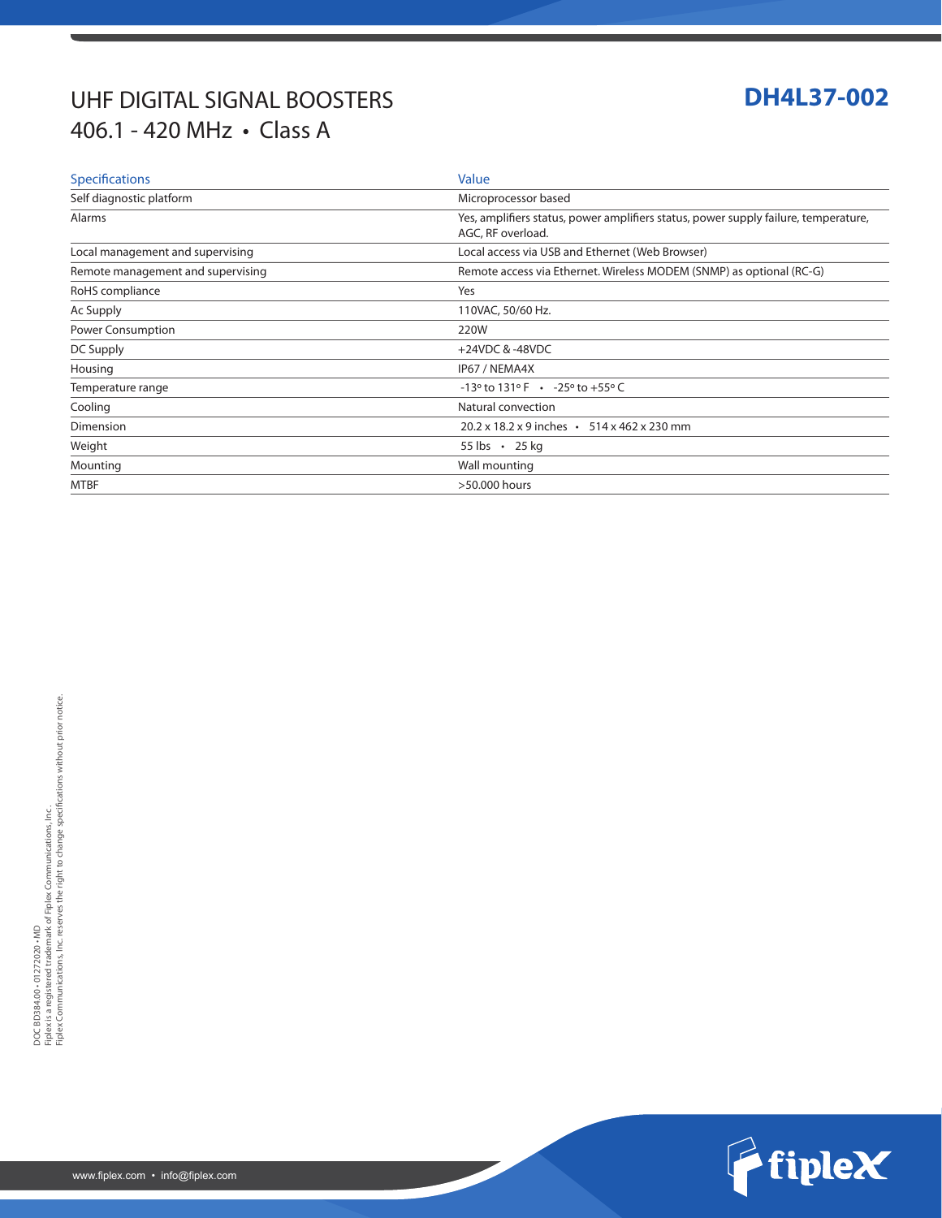# UHF DIGITAL SIGNAL BOOSTERS

## 406.1 - 420 MHz • Class A

**DH4L37-002**

| Specifications | Value |
| --- | --- |
| Self diagnostic platform | Microprocessor based |
| Alarms | Yes, amplifiers status, power amplifiers status, power supply failure, temperature, AGC, RF overload. |
| Local management and supervising | Local access via USB and Ethernet (Web Browser) |
| Remote management and supervising | Remote access via Ethernet. Wireless MODEM (SNMP) as optional (RC-G) |
| RoHS compliance | Yes |
| Ac Supply | 110VAC, 50/60 Hz. |
| Power Consumption | 220W |
| DC Supply | +24VDC & -48VDC |
| Housing | IP67 / NEMA4X |
| Temperature range | -13º to 131º F • -25º to +55º C |
| Cooling | Natural convection |
| Dimension | 20.2 x 18.2 x 9 inches • 514 x 462 x 230 mm |
| Weight | 55 lbs • 25 kg |
| Mounting | Wall mounting |
| MTBF | >50.000 hours |

DOC BD384.00 • 01272020 • MD
Fiplex is a registered trademark of Fiplex Communications, Inc.
Fiplex Communications, Inc. reserves the right to change specifications without prior notice.

www.fiplex.com • info@fiplex.com